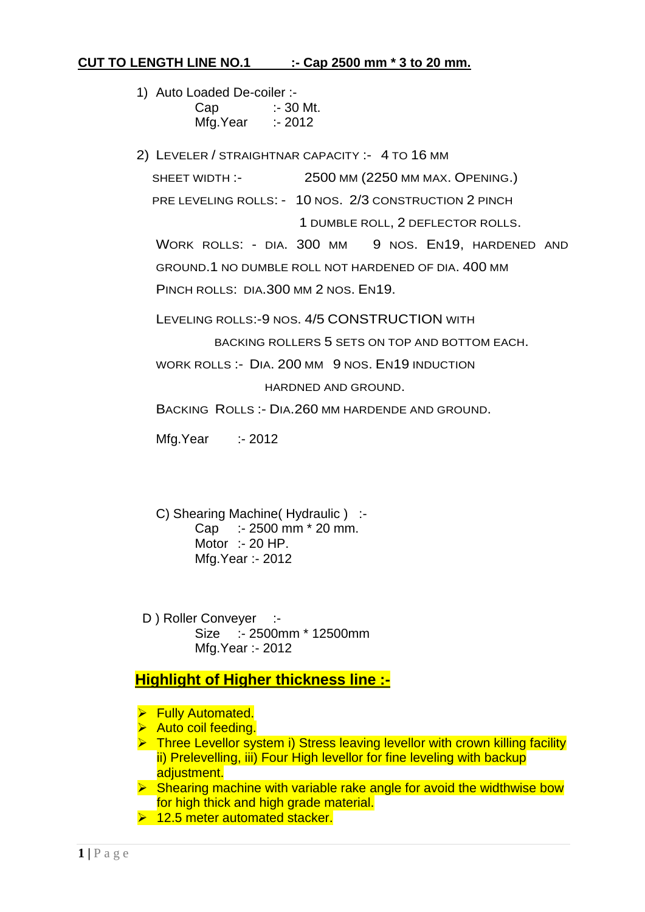**CUT TO LENGTH LINE NO.1 :- Cap 2500 mm * 3 to 20 mm.**

1) Auto Loaded De-coiler :-
   Cap :- 30 Mt.
   Mfg.Year :- 2012

2) LEVELER / STRAIGHTNAR CAPACITY :- 4 TO 16 MM

   SHEET WIDTH :- 2500 MM (2250 MM MAX. OPENING.)

   PRE LEVELING ROLLS: - 10 NOS. 2/3 CONSTRUCTION 2 PINCH
   1 DUMBLE ROLL, 2 DEFLECTOR ROLLS.

   WORK ROLLS: - DIA. 300 MM 9 NOS. EN19, HARDENED AND GROUND.1 NO DUMBLE ROLL NOT HARDENED OF DIA. 400 MM

   PINCH ROLLS: DIA.300 MM 2 NOS. EN19.

   LEVELING ROLLS:-9 NOS. 4/5 CONSTRUCTION WITH
   BACKING ROLLERS 5 SETS ON TOP AND BOTTOM EACH.

   WORK ROLLS :- DIA. 200 MM 9 NOS. EN19 INDUCTION
   HARDNED AND GROUND.

   BACKING ROLLS :- DIA.260 MM HARDENDE AND GROUND.

   Mfg.Year :- 2012

C) Shearing Machine( Hydraulic ) :-
   Cap :- 2500 mm * 20 mm.
   Motor :- 20 HP.
   Mfg.Year :- 2012

D ) Roller Conveyer :-
   Size :- 2500mm * 12500mm
   Mfg.Year :- 2012

**Highlight of Higher thickness line :-**

- Fully Automated.
- Auto coil feeding.
- Three Levellor system i) Stress leaving levellor with crown killing facility ii) Prelevelling, iii) Four High levellor for fine leveling with backup adjustment.
- Shearing machine with variable rake angle for avoid the widthwise bow for high thick and high grade material.
- 12.5 meter automated stacker.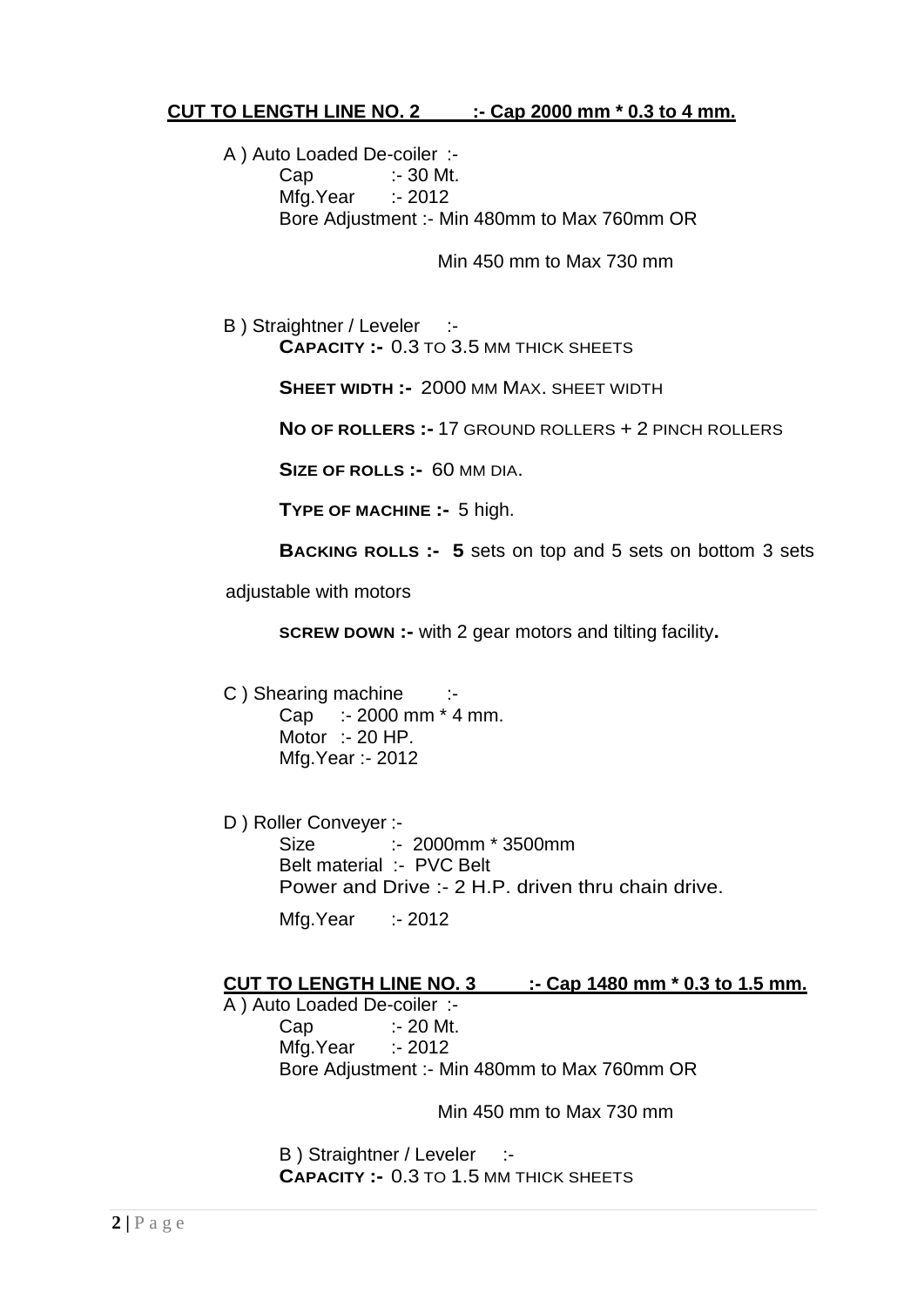**CUT TO LENGTH LINE NO. 2 :- Cap 2000 mm * 0.3 to 4 mm.**

A ) Auto Loaded De-coiler :-

Cap :- 30 Mt.
Mfg.Year :- 2012
Bore Adjustment :- Min 480mm to Max 760mm OR

Min 450 mm to Max 730 mm

B ) Straightner / Leveler :-

**CAPACITY :-** 0.3 TO 3.5 MM THICK SHEETS

**SHEET WIDTH :-** 2000 MM MAX. SHEET WIDTH

**NO OF ROLLERS :-** 17 GROUND ROLLERS + 2 PINCH ROLLERS

**SIZE OF ROLLS :-** 60 MM DIA.

**TYPE OF MACHINE :-** 5 high.

**BACKING ROLLS :- 5** sets on top and 5 sets on bottom 3 sets adjustable with motors

**SCREW DOWN :-** with 2 gear motors and tilting facility**.**

C ) Shearing machine :-

Cap :- 2000 mm * 4 mm.
Motor :- 20 HP.
Mfg.Year :- 2012

D ) Roller Conveyer :-

Size :- 2000mm * 3500mm
Belt material :- PVC Belt
Power and Drive :- 2 H.P. driven thru chain drive.
Mfg.Year :- 2012

**CUT TO LENGTH LINE NO. 3 :- Cap 1480 mm * 0.3 to 1.5 mm.**

A ) Auto Loaded De-coiler :-

Cap :- 20 Mt.
Mfg.Year :- 2012
Bore Adjustment :- Min 480mm to Max 760mm OR

Min 450 mm to Max 730 mm

B ) Straightner / Leveler :-

**CAPACITY :-** 0.3 TO 1.5 MM THICK SHEETS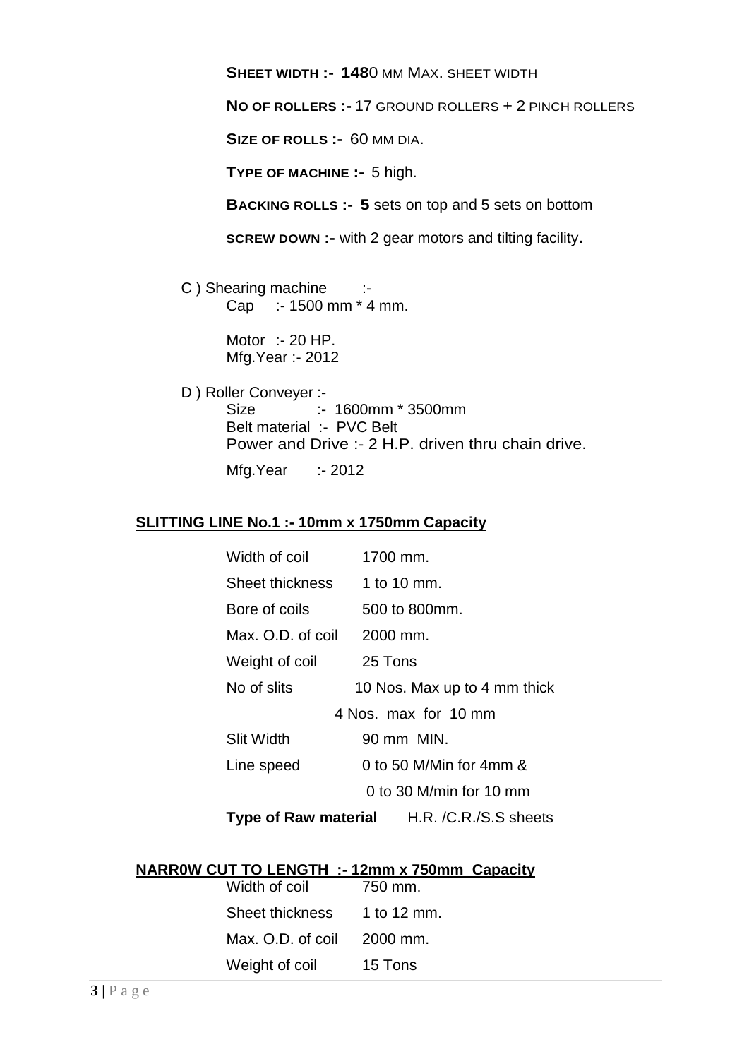**SHEET WIDTH :- 1480** MM MAX. SHEET WIDTH

**NO OF ROLLERS :-** 17 GROUND ROLLERS + 2 PINCH ROLLERS

**SIZE OF ROLLS :-** 60 MM DIA.

**TYPE OF MACHINE :-** 5 high.

**BACKING ROLLS :- 5** sets on top and 5 sets on bottom

**SCREW DOWN :-** with 2 gear motors and tilting facility**.**

C ) Shearing machine :-
Cap :- 1500 mm * 4 mm.

Motor :- 20 HP.
Mfg.Year :- 2012

D ) Roller Conveyer :-
Size :- 1600mm * 3500mm
Belt material :- PVC Belt
Power and Drive :- 2 H.P. driven thru chain drive.

Mfg.Year :- 2012

## SLITTING LINE No.1 :- 10mm x 1750mm Capacity

| | |
|---|---|
| Width of coil | 1700 mm. |
| Sheet thickness | 1 to 10 mm. |
| Bore of coils | 500 to 800mm. |
| Max. O.D. of coil | 2000 mm. |
| Weight of coil | 25 Tons |
| No of slits | 10 Nos. Max up to 4 mm thick |
| | 4 Nos. max for 10 mm |
| Slit Width | 90 mm MIN. |
| Line speed | 0 to 50 M/Min for 4mm & |
| | 0 to 30 M/min for 10 mm |
| **Type of Raw material** | H.R. /C.R./S.S sheets |

## NARR0W CUT TO LENGTH :- 12mm x 750mm Capacity

| | |
|---|---|
| Width of coil | 750 mm. |
| Sheet thickness | 1 to 12 mm. |
| Max. O.D. of coil | 2000 mm. |
| Weight of coil | 15 Tons |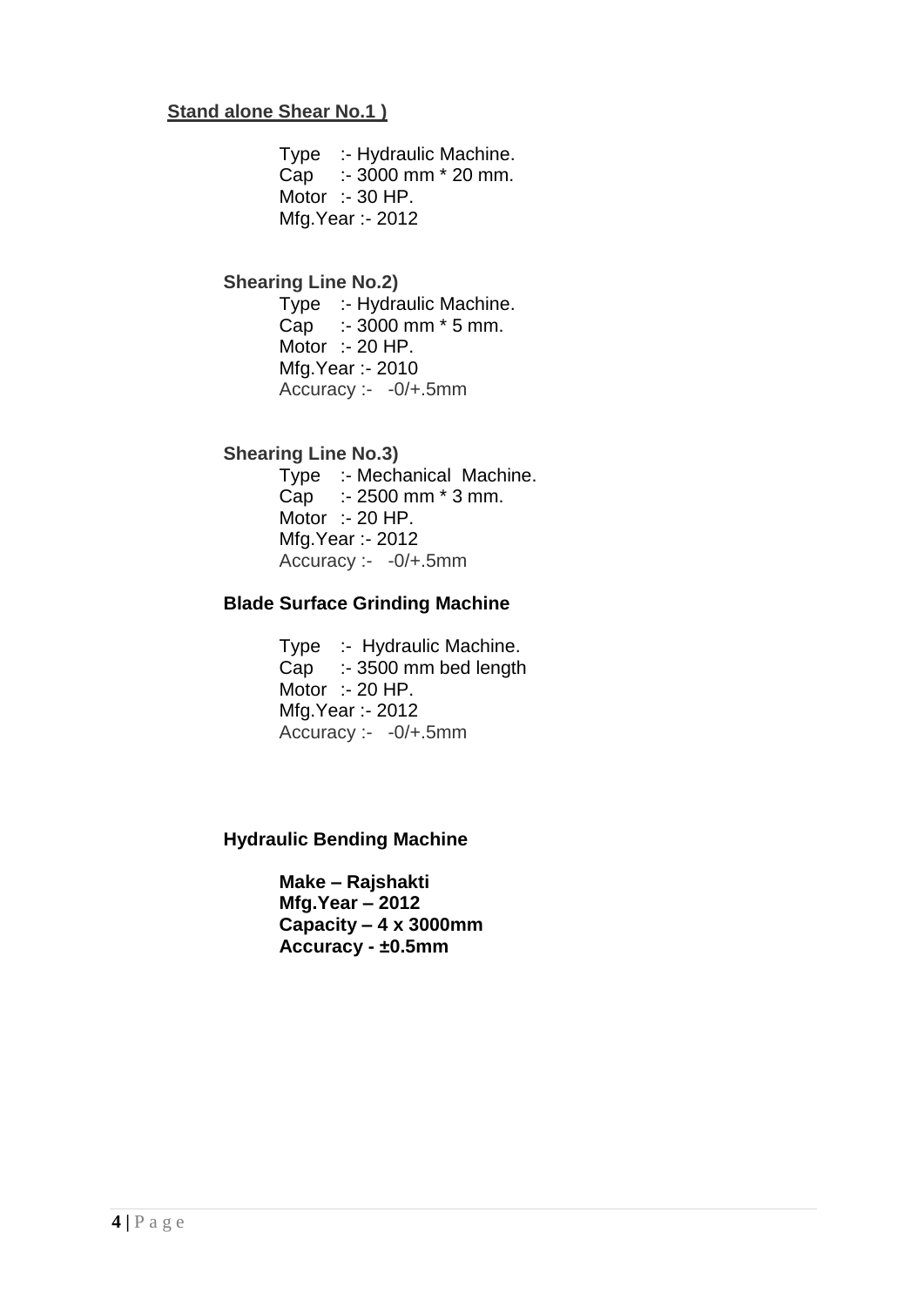**Stand alone Shear No.1 )**

Type :- Hydraulic Machine.
Cap :- 3000 mm * 20 mm.
Motor :- 30 HP.
Mfg.Year :- 2012

**Shearing Line No.2)**

Type :- Hydraulic Machine.
Cap :- 3000 mm * 5 mm.
Motor :- 20 HP.
Mfg.Year :- 2010
Accuracy :- -0/+.5mm

**Shearing Line No.3)**

Type :- Mechanical Machine.
Cap :- 2500 mm * 3 mm.
Motor :- 20 HP.
Mfg.Year :- 2012
Accuracy :- -0/+.5mm

**Blade Surface Grinding Machine**

Type :- Hydraulic Machine.
Cap :- 3500 mm bed length
Motor :- 20 HP.
Mfg.Year :- 2012
Accuracy :- -0/+.5mm

**Hydraulic Bending Machine**

**Make – Rajshakti**
**Mfg.Year – 2012**
**Capacity – 4 x 3000mm**
**Accuracy - ±0.5mm**